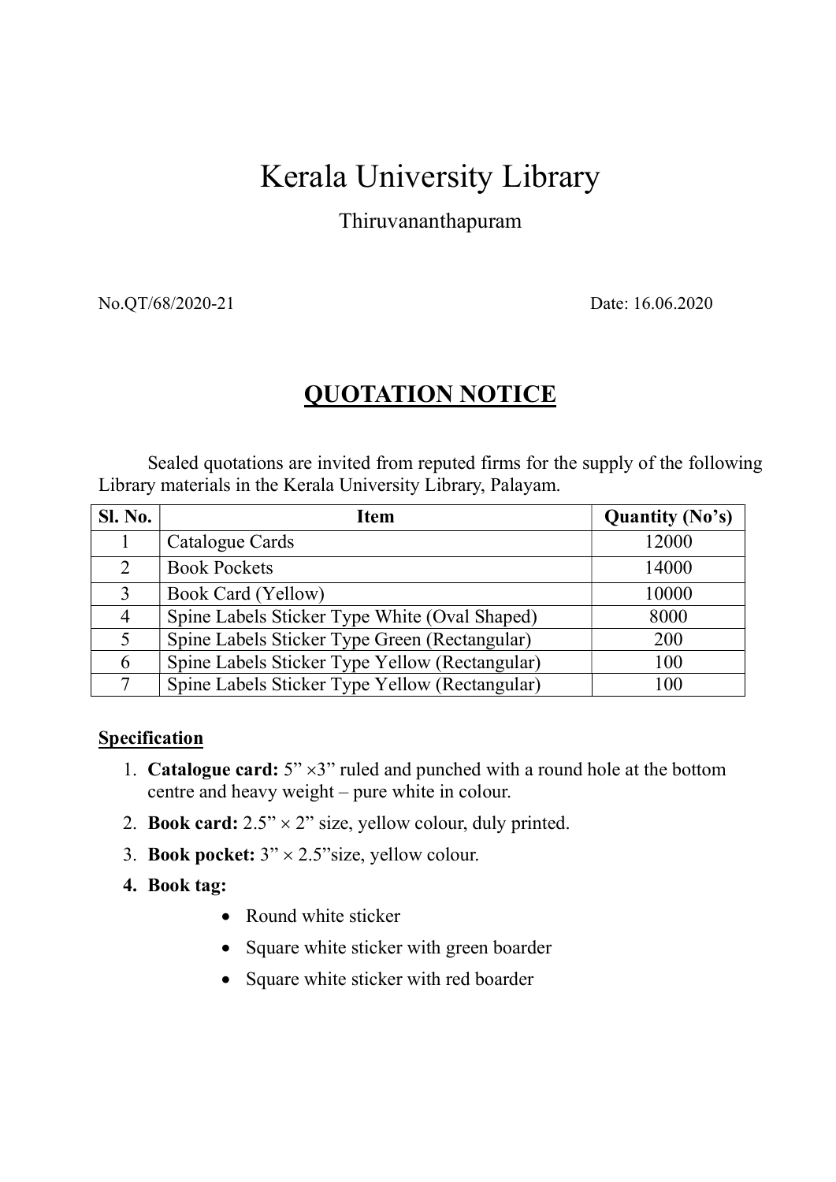# Kerala University Library

Thiruvananthapuram

No.QT/68/2020-21 Date: 16.06.2020

## QUOTATION NOTICE

Sealed quotations are invited from reputed firms for the supply of the following Library materials in the Kerala University Library, Palayam.

| Sl. No. | Item | Quantity (No's) |
|---|---|---|
| 1 | Catalogue Cards | 12000 |
| 2 | Book Pockets | 14000 |
| 3 | Book Card (Yellow) | 10000 |
| 4 | Spine Labels Sticker Type White (Oval Shaped) | 8000 |
| 5 | Spine Labels Sticker Type Green (Rectangular) | 200 |
| 6 | Spine Labels Sticker Type Yellow (Rectangular) | 100 |
| 7 | Spine Labels Sticker Type Yellow (Rectangular) | 100 |

**Specification**

1. **Catalogue card:** 5" ×3" ruled and punched with a round hole at the bottom centre and heavy weight – pure white in colour.
2. **Book card:** 2.5" × 2" size, yellow colour, duly printed.
3. **Book pocket:** 3" × 2.5"size, yellow colour.
4. **Book tag:**
   - Round white sticker
   - Square white sticker with green boarder
   - Square white sticker with red boarder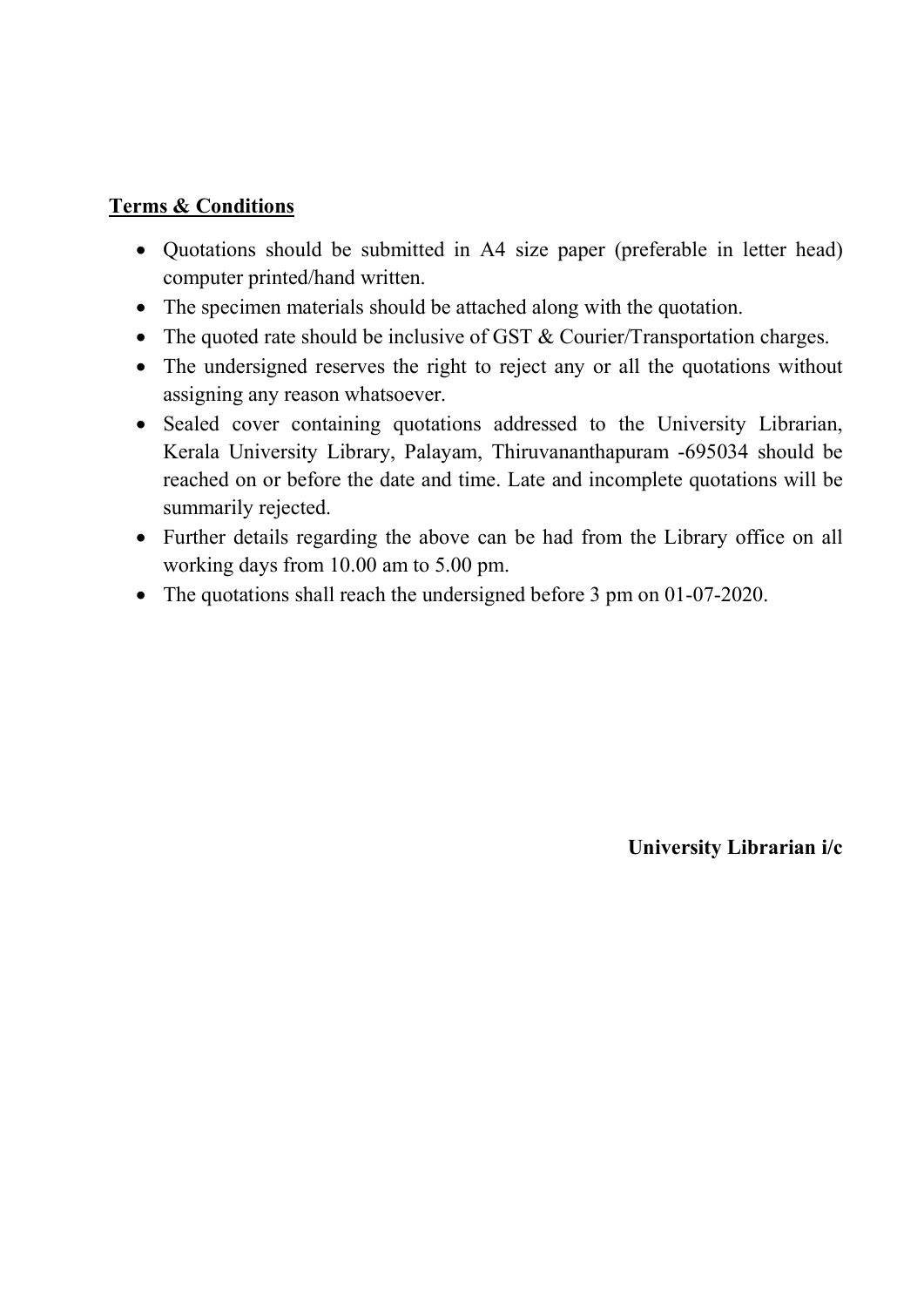**Terms & Conditions**

- Quotations should be submitted in A4 size paper (preferable in letter head) computer printed/hand written.
- The specimen materials should be attached along with the quotation.
- The quoted rate should be inclusive of GST & Courier/Transportation charges.
- The undersigned reserves the right to reject any or all the quotations without assigning any reason whatsoever.
- Sealed cover containing quotations addressed to the University Librarian, Kerala University Library, Palayam, Thiruvananthapuram -695034 should be reached on or before the date and time. Late and incomplete quotations will be summarily rejected.
- Further details regarding the above can be had from the Library office on all working days from 10.00 am to 5.00 pm.
- The quotations shall reach the undersigned before 3 pm on 01-07-2020.

**University Librarian i/c**